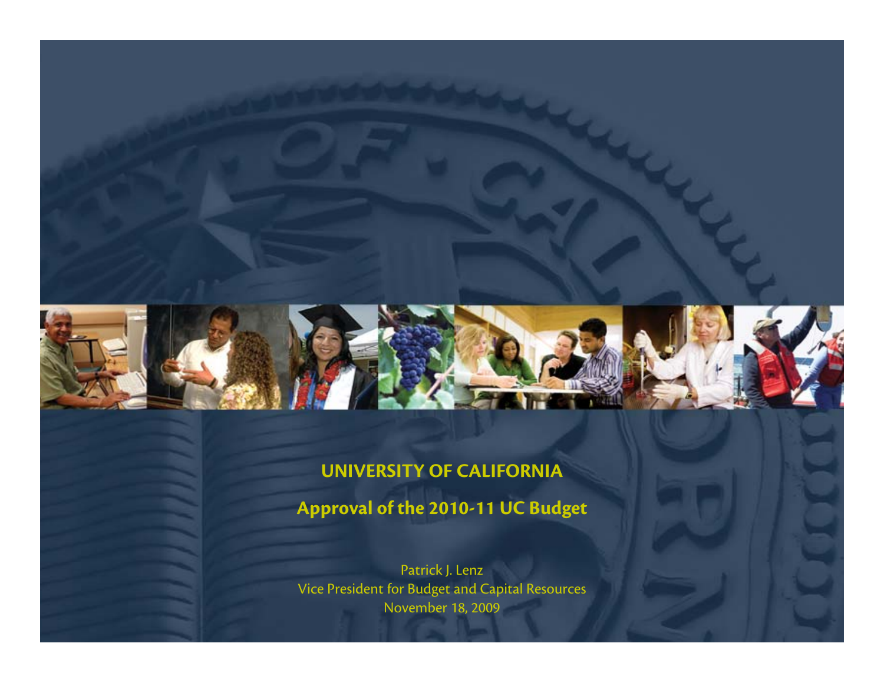# UNIVERSITY OF CALIFORNIA

## Approval of the 2010-11 UC Budget

Patrick J. Lenz
Vice President for Budget and Capital Resources
November 18, 2009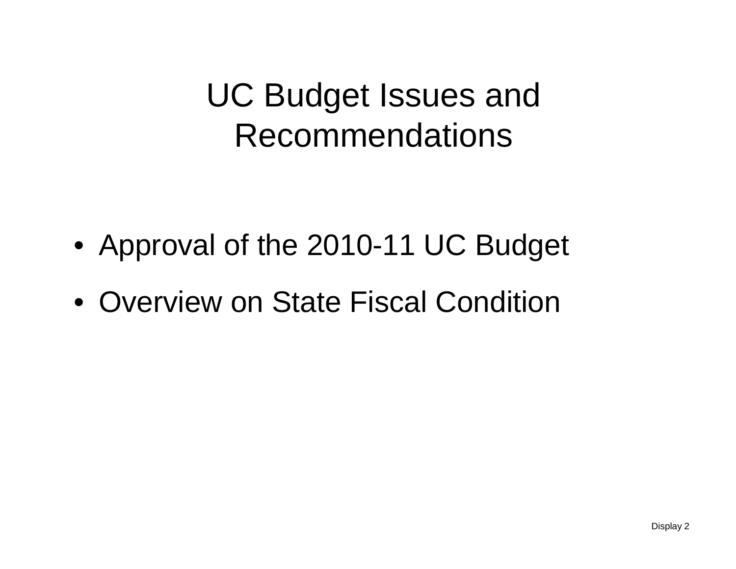# UC Budget Issues and Recommendations

- Approval of the 2010-11 UC Budget
- Overview on State Fiscal Condition

Display 2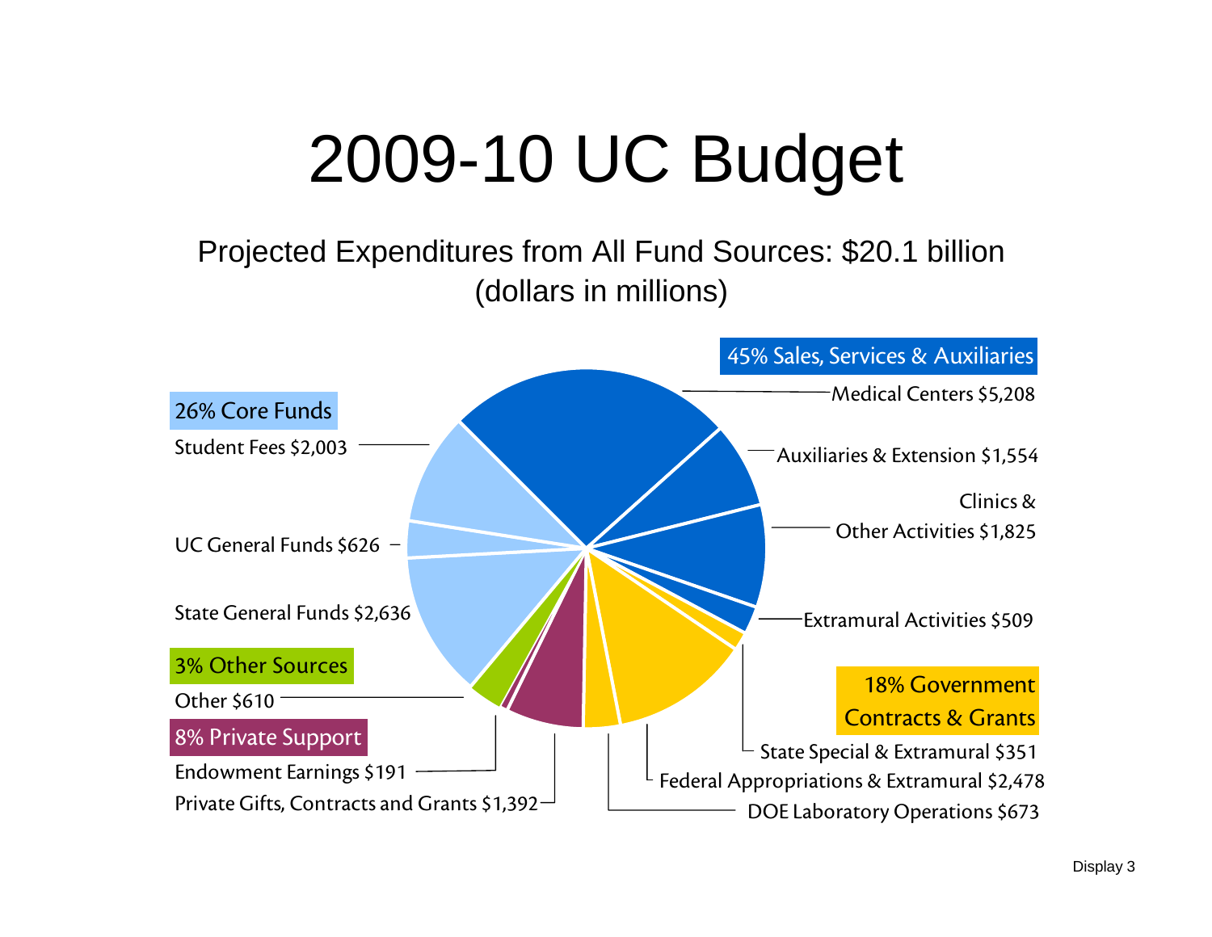# 2009-10 UC Budget

Projected Expenditures from All Fund Sources: $20.1 billion
(dollars in millions)

**45% Sales, Services & Auxiliaries**

- Medical Centers $5,208
- Auxiliaries & Extension $1,554
- Clinics & Other Activities $1,825
- Extramural Activities $509

**18% Government Contracts & Grants**

- State Special & Extramural $351
- Federal Appropriations & Extramural $2,478
- DOE Laboratory Operations $673

**26% Core Funds**

- Student Fees $2,003
- UC General Funds $626
- State General Funds $2,636

**3% Other Sources**

- Other $610

**8% Private Support**

- Endowment Earnings $191
- Private Gifts, Contracts and Grants $1,392

Display 3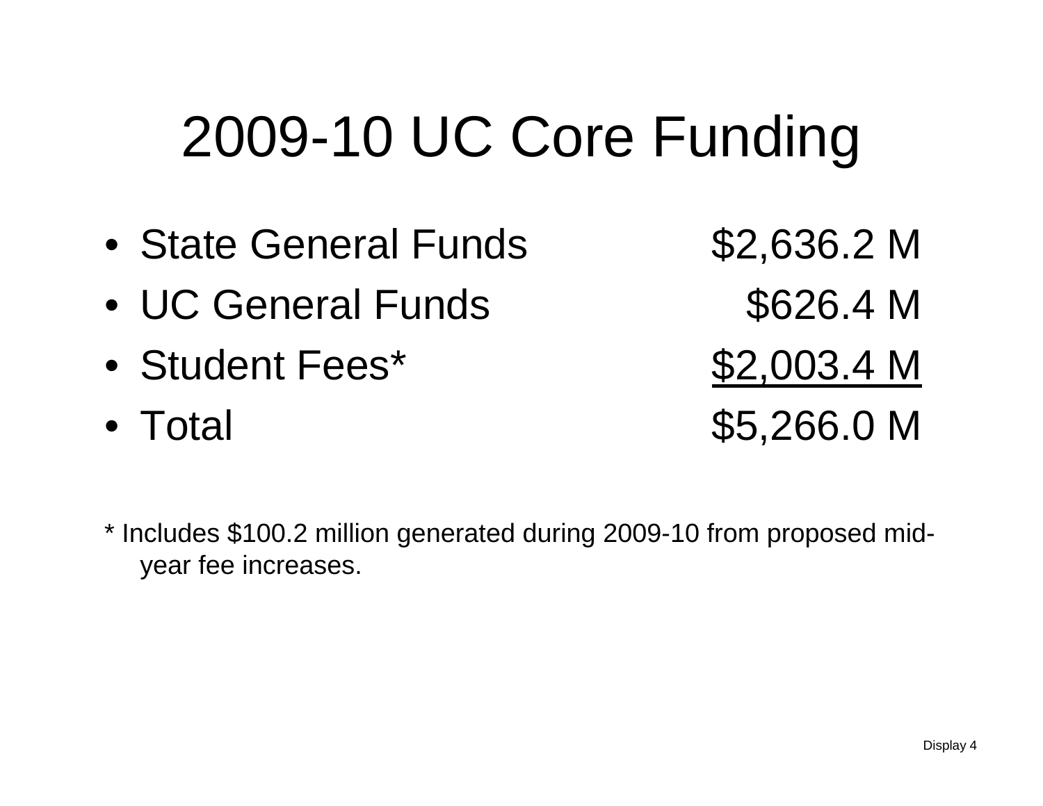# 2009-10 UC Core Funding

| | |
|---|---|
| State General Funds | $2,636.2 M |
| UC General Funds | $626.4 M |
| Student Fees* | $2,003.4 M |
| Total | $5,266.0 M |

* Includes $100.2 million generated during 2009-10 from proposed mid-year fee increases.

Display 4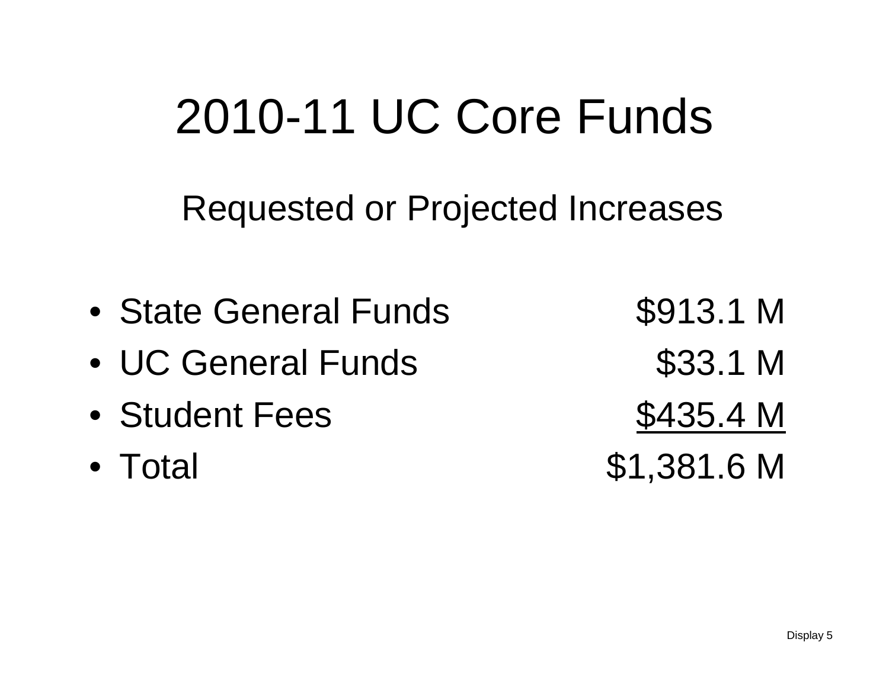# 2010-11 UC Core Funds

## Requested or Projected Increases

| | |
|---|---:|
| • State General Funds | \$913.1 M |
| • UC General Funds | \$33.1 M |
| • Student Fees | \$435.4 M |
| • Total | \$1,381.6 M |

Display 5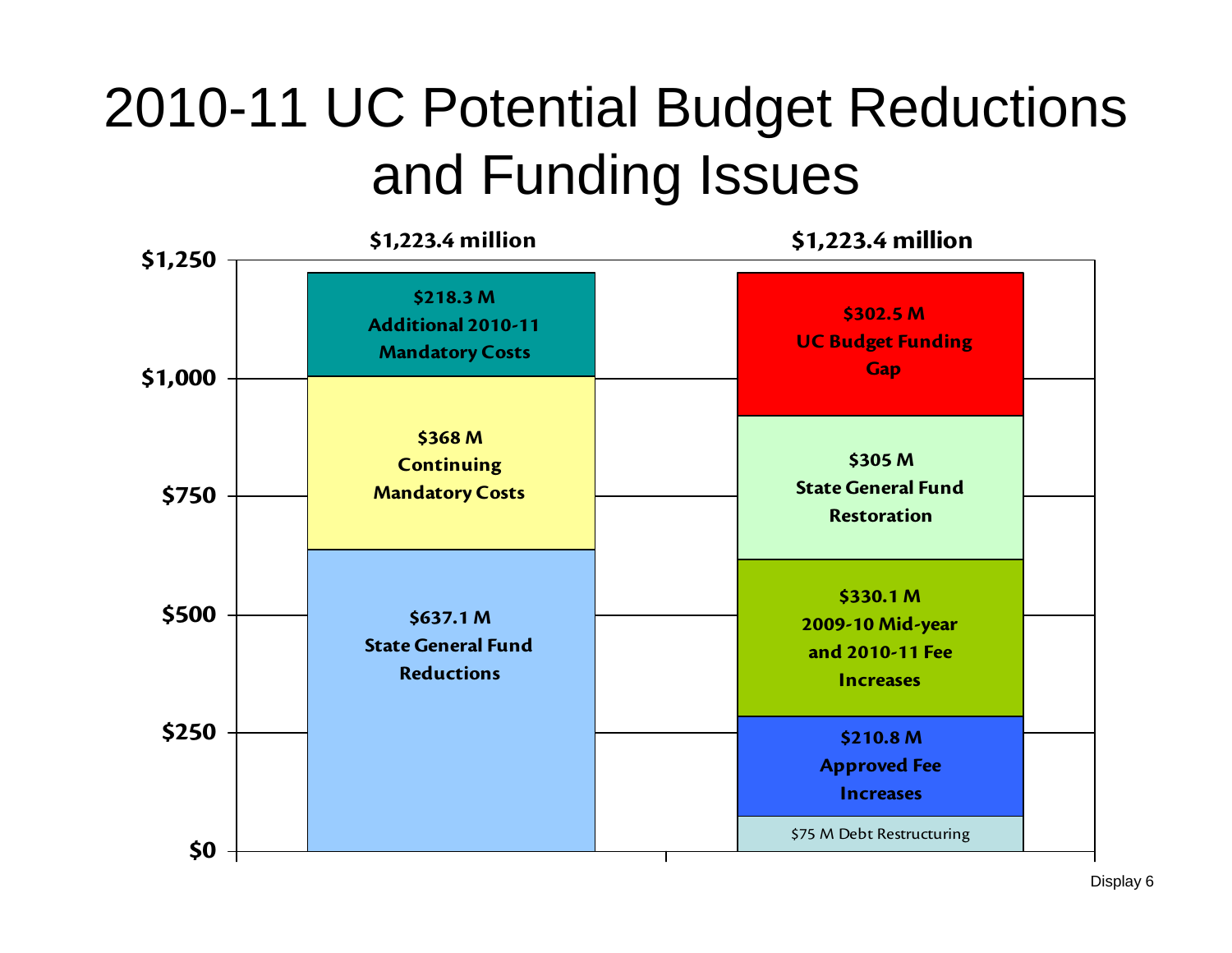# 2010-11 UC Potential Budget Reductions and Funding Issues

| | $1,223.4 million | $1,223.4 million |
|---|---|---|
| | $218.3 M Additional 2010-11 Mandatory Costs | $302.5 M UC Budget Funding Gap |
| | $368 M Continuing Mandatory Costs | $305 M State General Fund Restoration |
| | $637.1 M State General Fund Reductions | $330.1 M 2009-10 Mid-year and 2010-11 Fee Increases |
| | | $210.8 M Approved Fee Increases |
| | | $75 M Debt Restructuring |

Display 6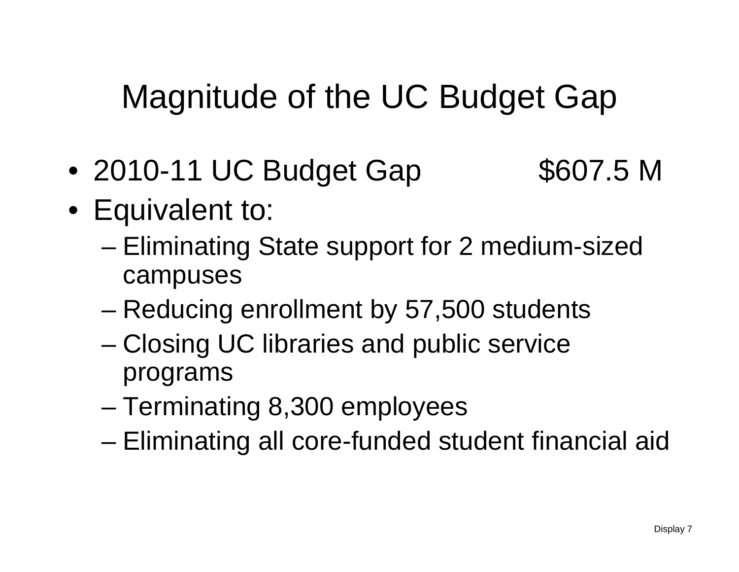# Magnitude of the UC Budget Gap

- 2010-11 UC Budget Gap $607.5 M
- Equivalent to:
  - Eliminating State support for 2 medium-sized campuses
  - Reducing enrollment by 57,500 students
  - Closing UC libraries and public service programs
  - Terminating 8,300 employees
  - Eliminating all core-funded student financial aid

Display 7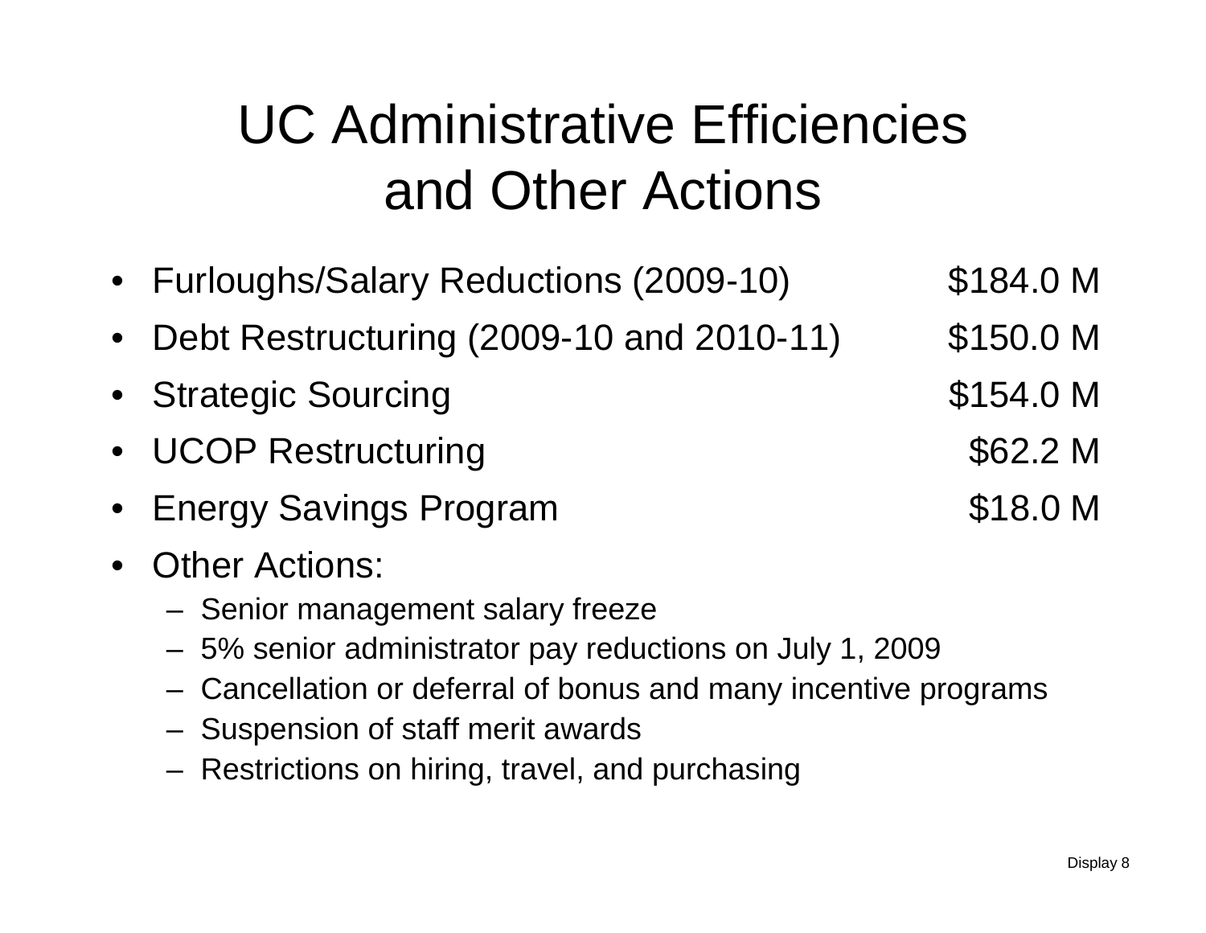# UC Administrative Efficiencies and Other Actions

- Furloughs/Salary Reductions (2009-10) $184.0 M
- Debt Restructuring (2009-10 and 2010-11) $150.0 M
- Strategic Sourcing $154.0 M
- UCOP Restructuring $62.2 M
- Energy Savings Program $18.0 M
- Other Actions:
  - Senior management salary freeze
  - 5% senior administrator pay reductions on July 1, 2009
  - Cancellation or deferral of bonus and many incentive programs
  - Suspension of staff merit awards
  - Restrictions on hiring, travel, and purchasing

Display 8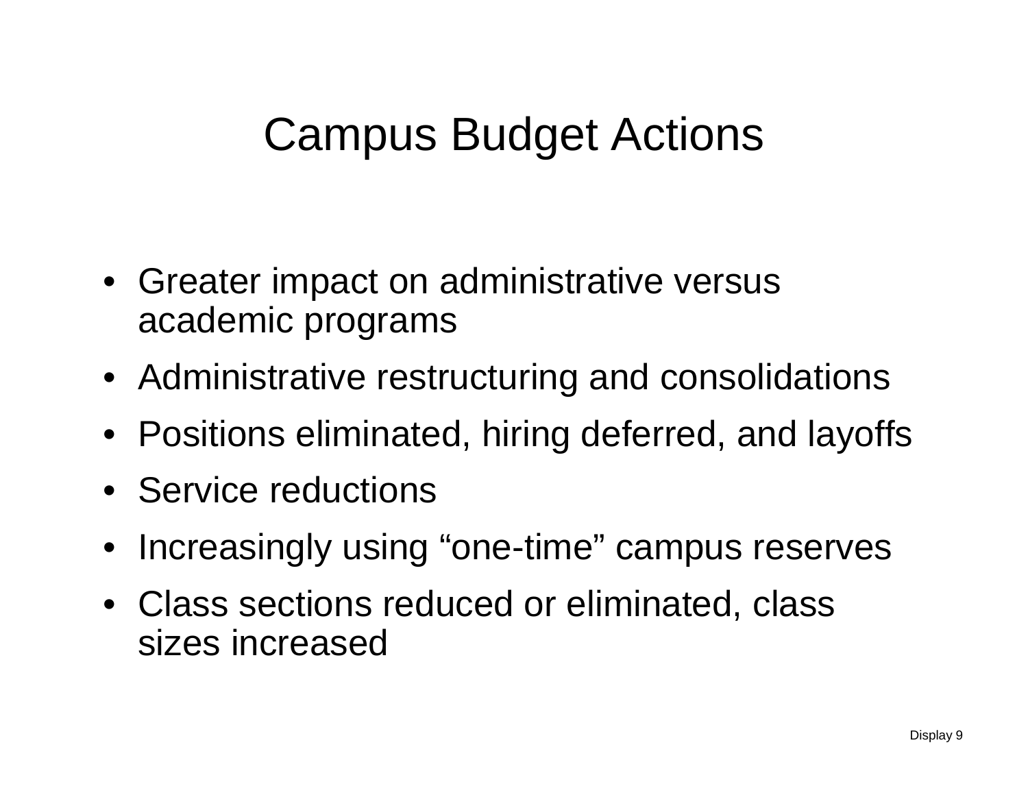# Campus Budget Actions

- Greater impact on administrative versus academic programs
- Administrative restructuring and consolidations
- Positions eliminated, hiring deferred, and layoffs
- Service reductions
- Increasingly using "one-time" campus reserves
- Class sections reduced or eliminated, class sizes increased

Display 9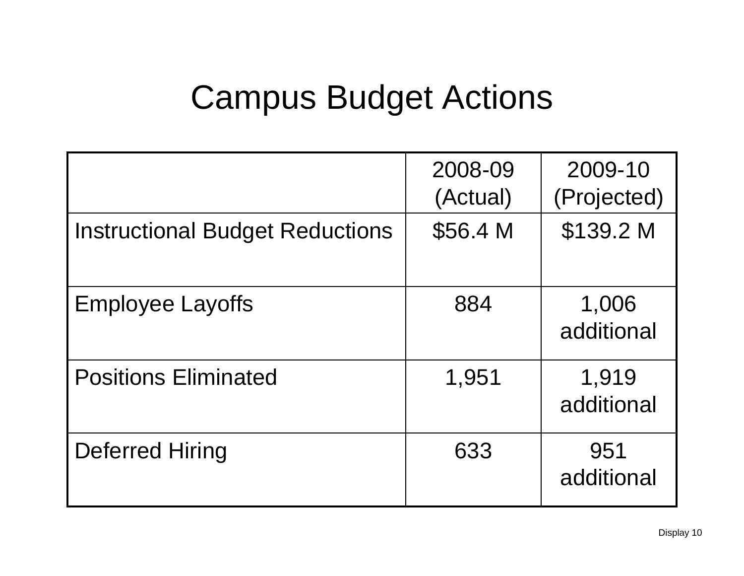# Campus Budget Actions

| | 2008-09 (Actual) | 2009-10 (Projected) |
|---|---|---|
| Instructional Budget Reductions | $56.4 M | $139.2 M |
| Employee Layoffs | 884 | 1,006 additional |
| Positions Eliminated | 1,951 | 1,919 additional |
| Deferred Hiring | 633 | 951 additional |

Display 10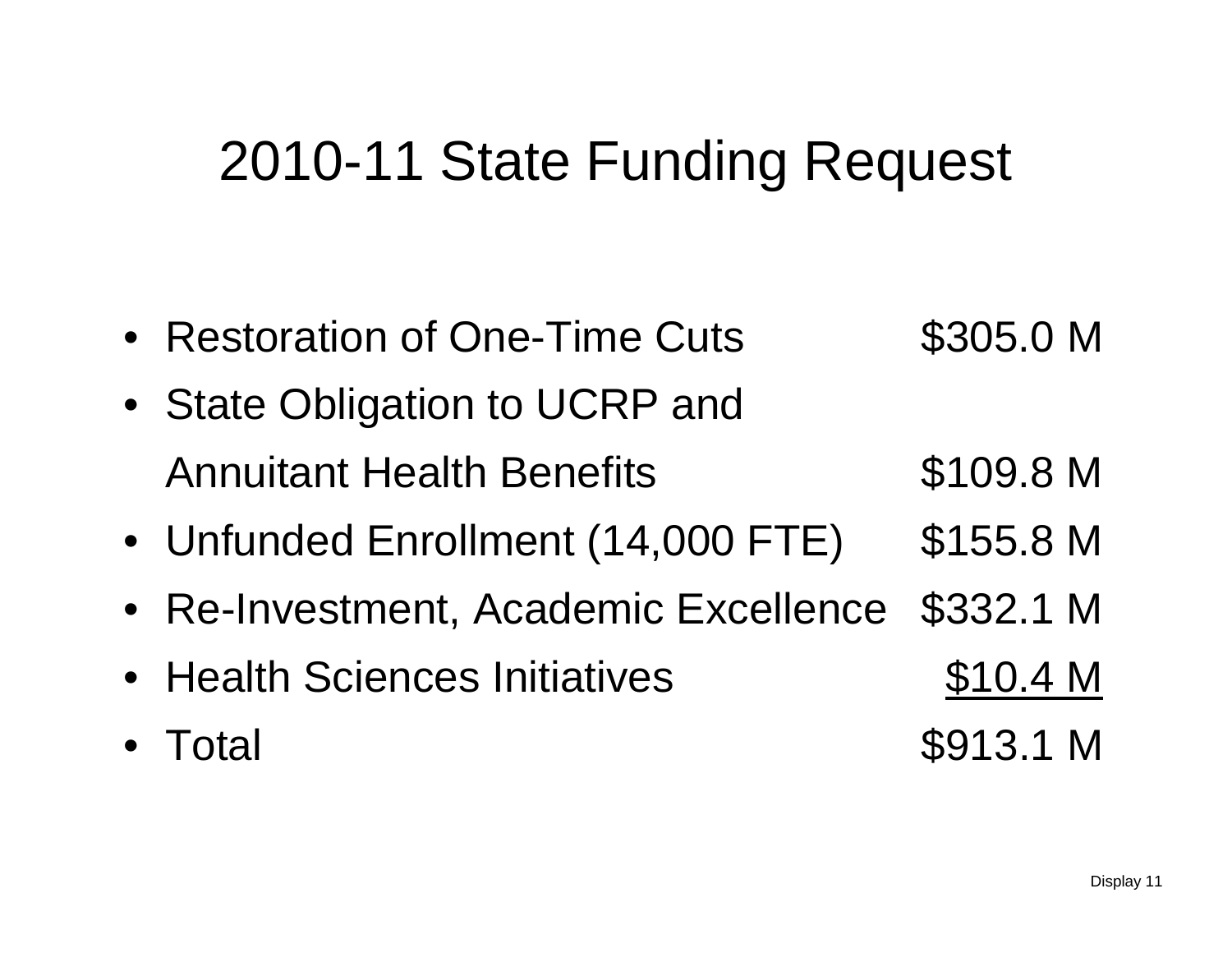# 2010-11 State Funding Request

- Restoration of One-Time Cuts $305.0 M
- State Obligation to UCRP and Annuitant Health Benefits $109.8 M
- Unfunded Enrollment (14,000 FTE) $155.8 M
- Re-Investment, Academic Excellence $332.1 M
- Health Sciences Initiatives $10.4 M
- Total $913.1 M

Display 11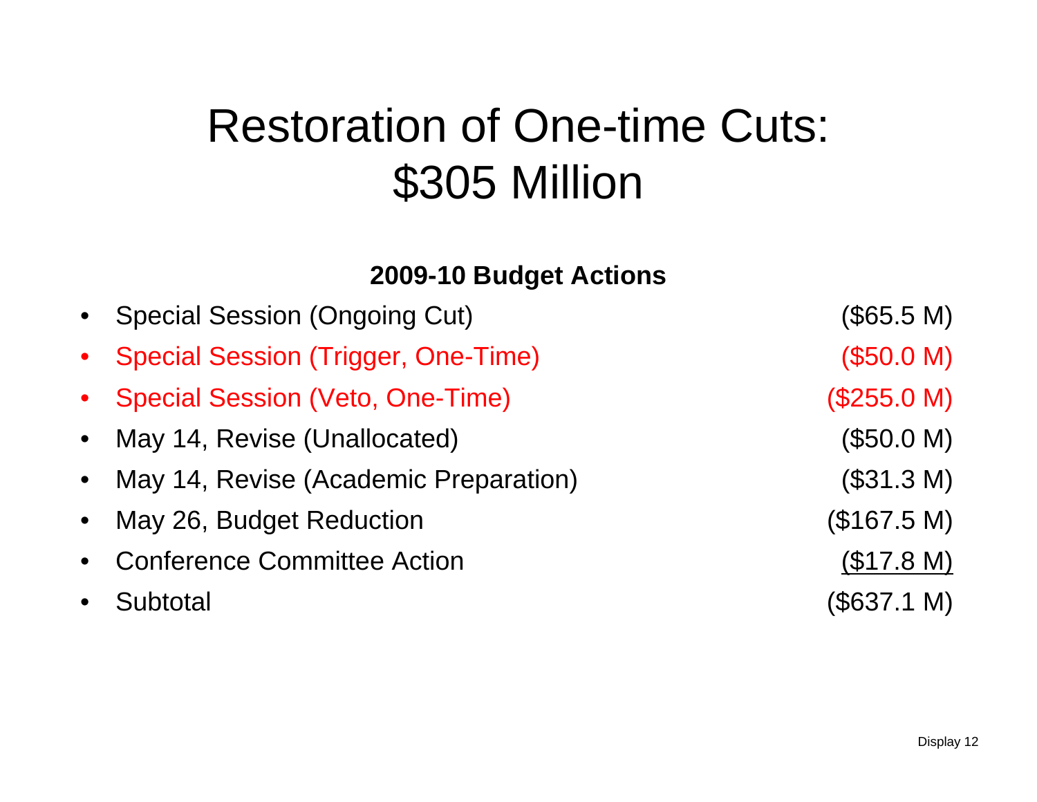# Restoration of One-time Cuts: $305 Million

**2009-10 Budget Actions**

| Budget Action | Amount |
|---|---|
| Special Session (Ongoing Cut) | ($65.5 M) |
| Special Session (Trigger, One-Time) | ($50.0 M) |
| Special Session (Veto, One-Time) | ($255.0 M) |
| May 14, Revise (Unallocated) | ($50.0 M) |
| May 14, Revise (Academic Preparation) | ($31.3 M) |
| May 26, Budget Reduction | ($167.5 M) |
| Conference Committee Action | ($17.8 M) |
| Subtotal | ($637.1 M) |

Display 12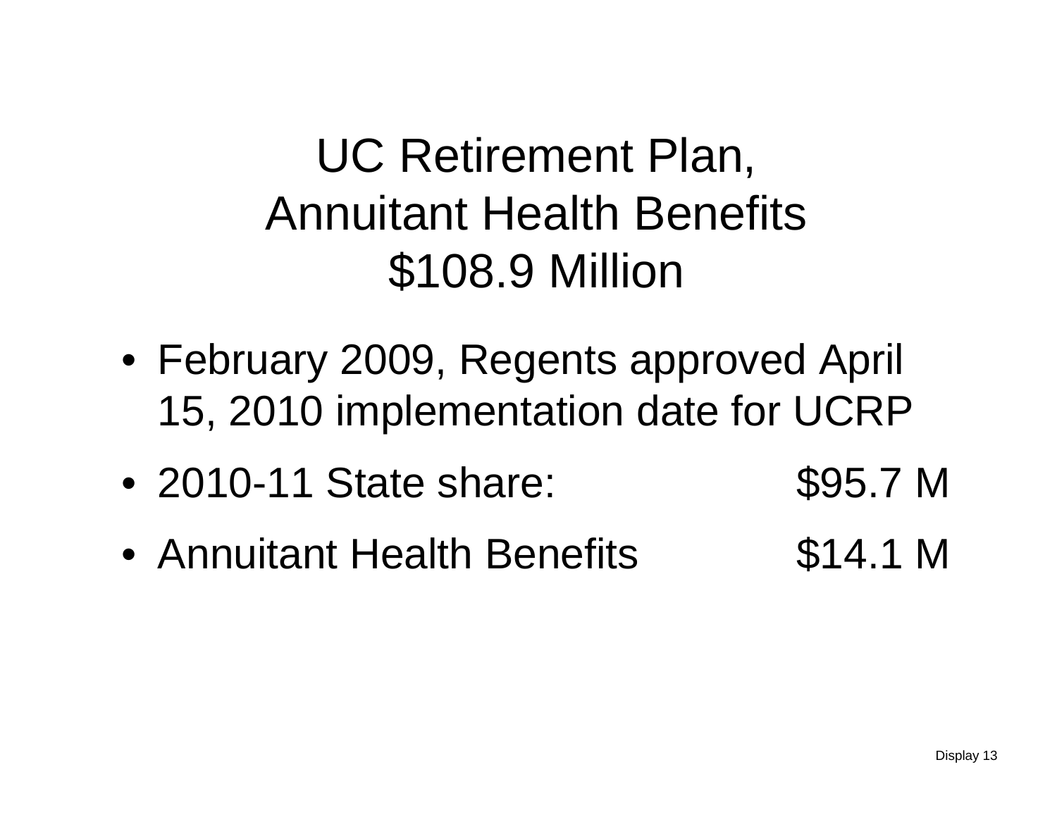# UC Retirement Plan, Annuitant Health Benefits $108.9 Million

- February 2009, Regents approved April 15, 2010 implementation date for UCRP
- 2010-11 State share: $95.7 M
- Annuitant Health Benefits $14.1 M

Display 13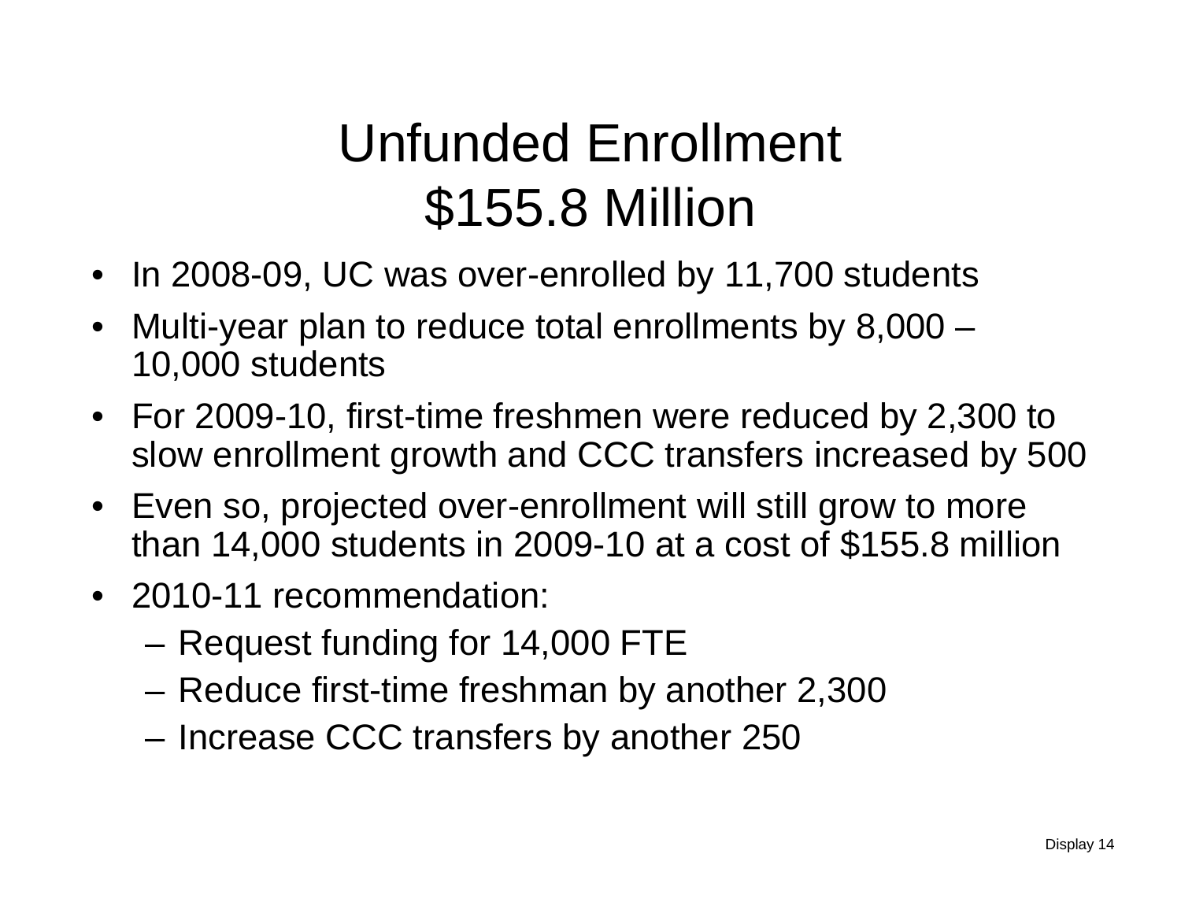# Unfunded Enrollment
# $155.8 Million

- In 2008-09, UC was over-enrolled by 11,700 students
- Multi-year plan to reduce total enrollments by 8,000 – 10,000 students
- For 2009-10, first-time freshmen were reduced by 2,300 to slow enrollment growth and CCC transfers increased by 500
- Even so, projected over-enrollment will still grow to more than 14,000 students in 2009-10 at a cost of $155.8 million
- 2010-11 recommendation:
  - Request funding for 14,000 FTE
  - Reduce first-time freshman by another 2,300
  - Increase CCC transfers by another 250

Display 14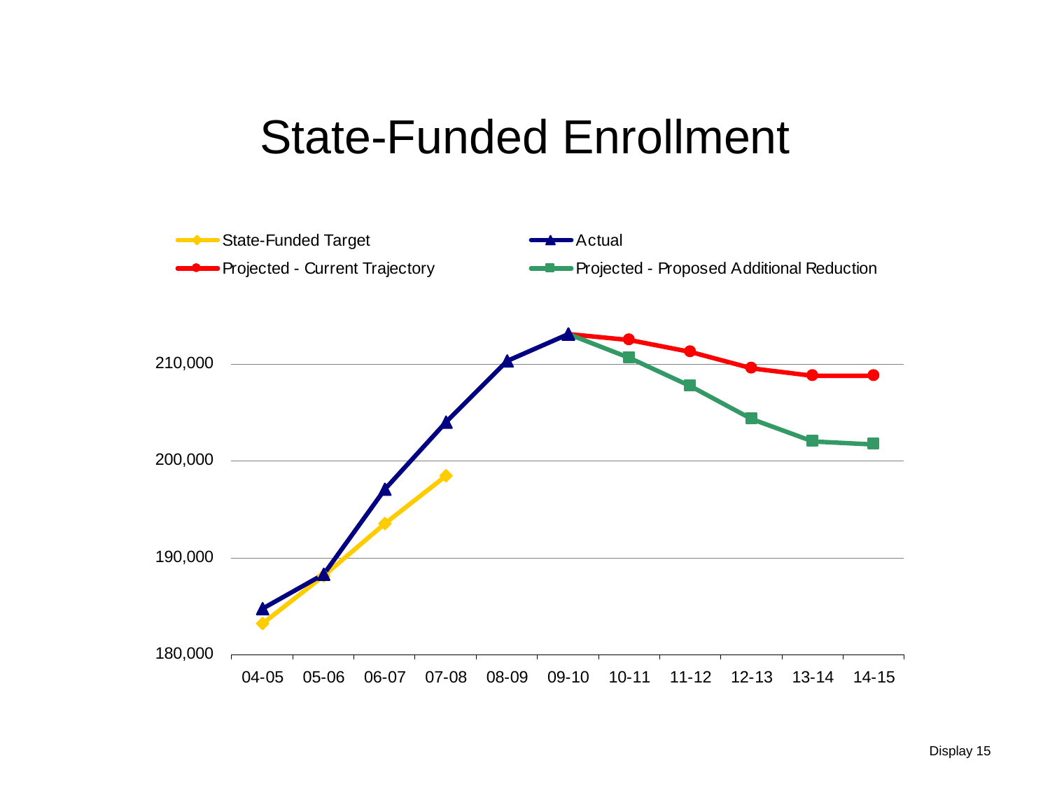# State-Funded Enrollment

Display 15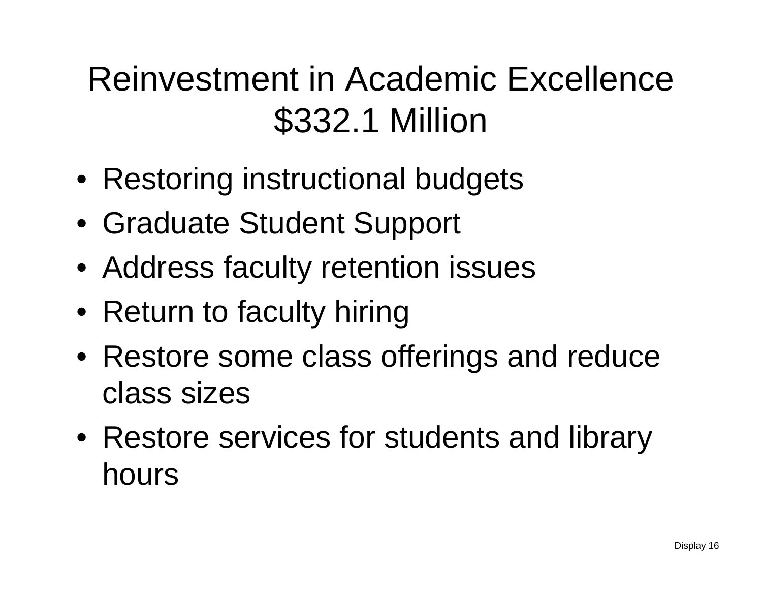# Reinvestment in Academic Excellence $332.1 Million

- Restoring instructional budgets
- Graduate Student Support
- Address faculty retention issues
- Return to faculty hiring
- Restore some class offerings and reduce class sizes
- Restore services for students and library hours

Display 16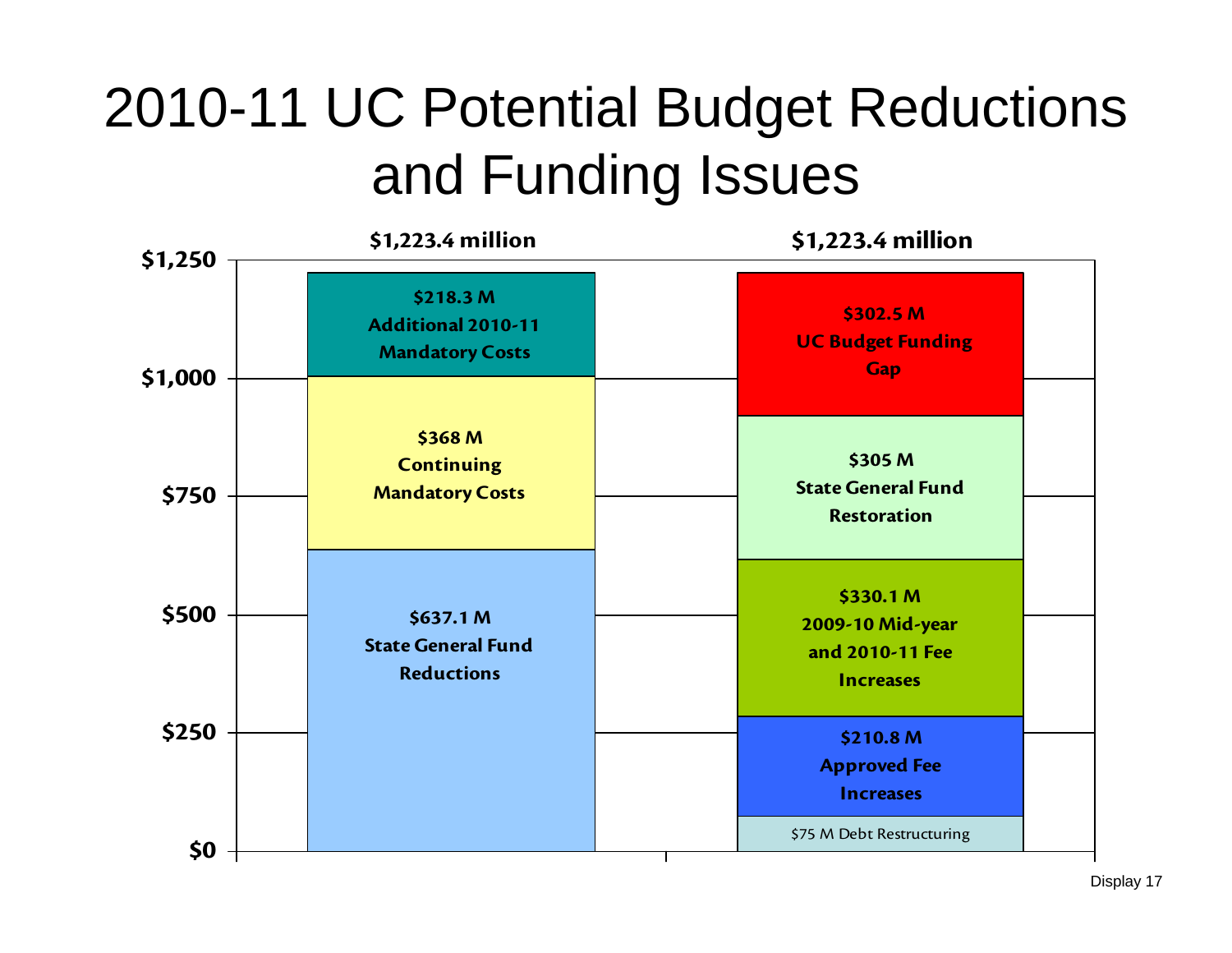# 2010-11 UC Potential Budget Reductions and Funding Issues

| Left bar: $1,223.4 million | Right bar: $1,223.4 million |
| --- | --- |
| $218.3 M Additional 2010-11 Mandatory Costs | $302.5 M UC Budget Funding Gap |
| $368 M Continuing Mandatory Costs | $305 M State General Fund Restoration |
| $637.1 M State General Fund Reductions | $330.1 M 2009-10 Mid-year and 2010-11 Fee Increases |
| | $210.8 M Approved Fee Increases |
| | $75 M Debt Restructuring |

Display 17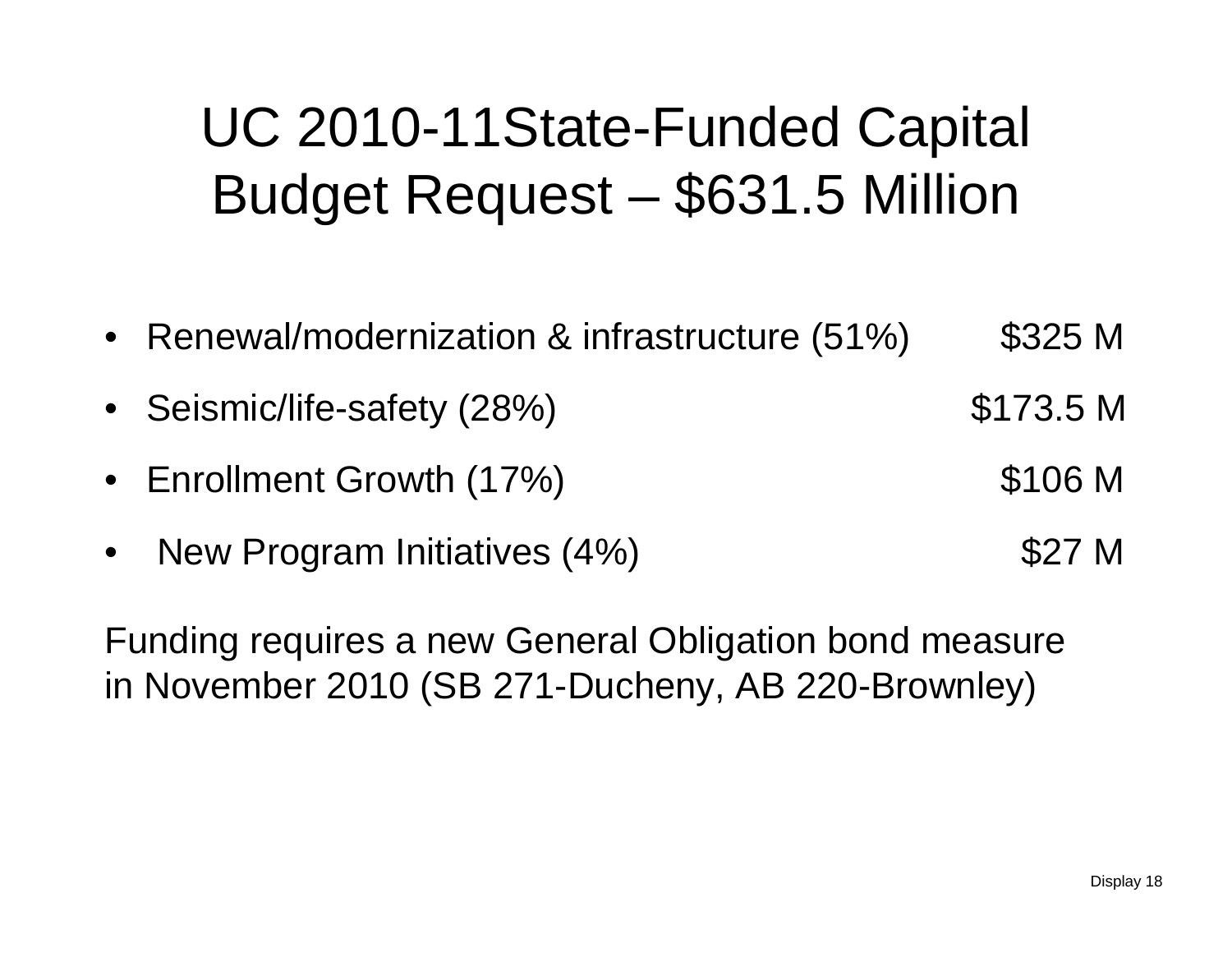# UC 2010-11State-Funded Capital Budget Request – $631.5 Million

- Renewal/modernization & infrastructure (51%) $325 M
- Seismic/life-safety (28%) $173.5 M
- Enrollment Growth (17%) $106 M
- New Program Initiatives (4%) $27 M

Funding requires a new General Obligation bond measure in November 2010 (SB 271-Ducheny, AB 220-Brownley)

Display 18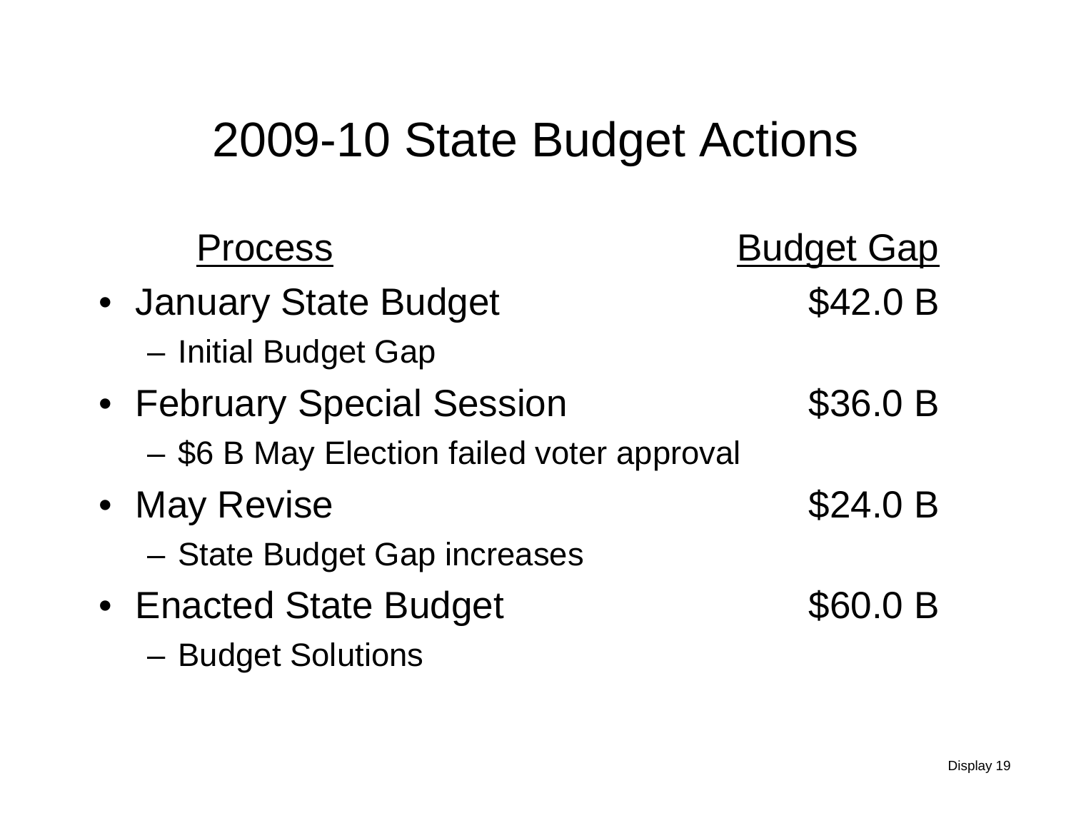# 2009-10 State Budget Actions

| Process | Budget Gap |
| --- | --- |
| • January State Budget | $42.0 B |
| – Initial Budget Gap | |
| • February Special Session | $36.0 B |
| – $6 B May Election failed voter approval | |
| • May Revise | $24.0 B |
| – State Budget Gap increases | |
| • Enacted State Budget | $60.0 B |
| – Budget Solutions | |

Display 19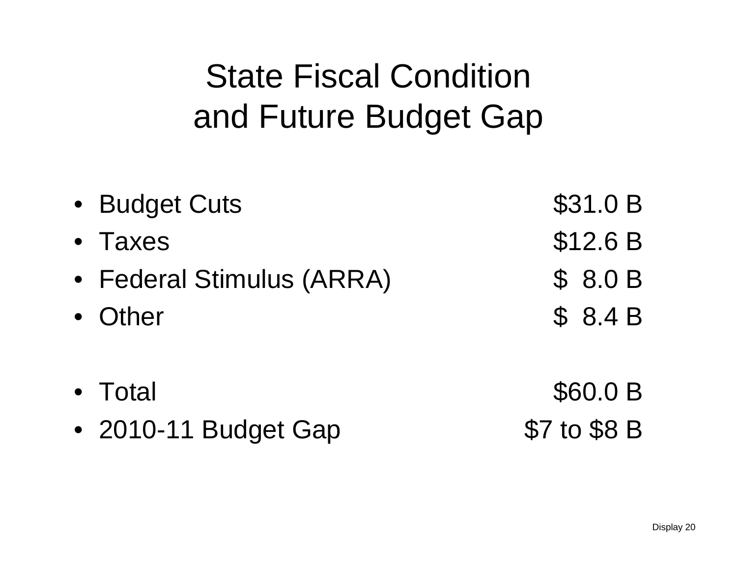# State Fiscal Condition and Future Budget Gap

- Budget Cuts $31.0 B
- Taxes $12.6 B
- Federal Stimulus (ARRA) $ 8.0 B
- Other $ 8.4 B

- Total $60.0 B
- 2010-11 Budget Gap $7 to $8 B

Display 20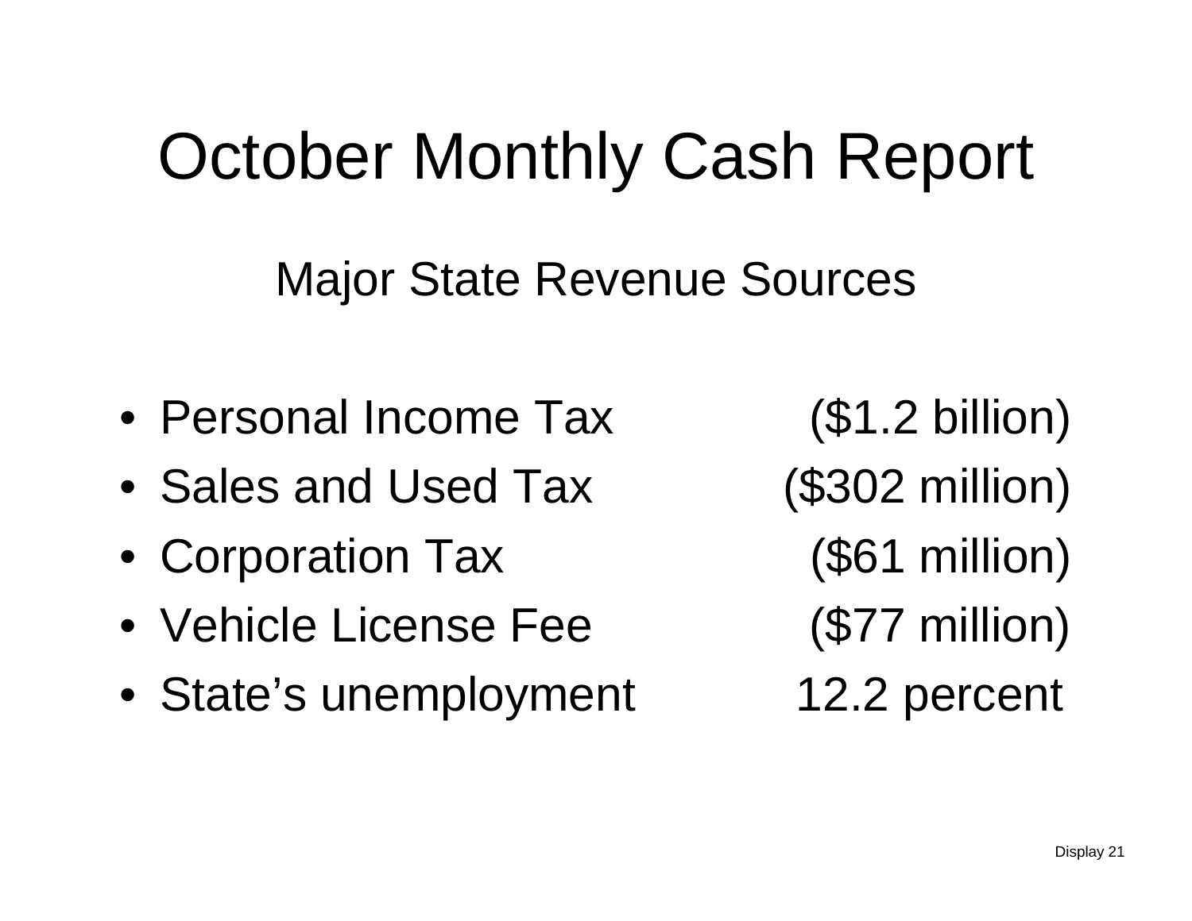# October Monthly Cash Report

## Major State Revenue Sources

- Personal Income Tax ($1.2 billion)
- Sales and Used Tax ($302 million)
- Corporation Tax ($61 million)
- Vehicle License Fee ($77 million)
- State's unemployment 12.2 percent

Display 21